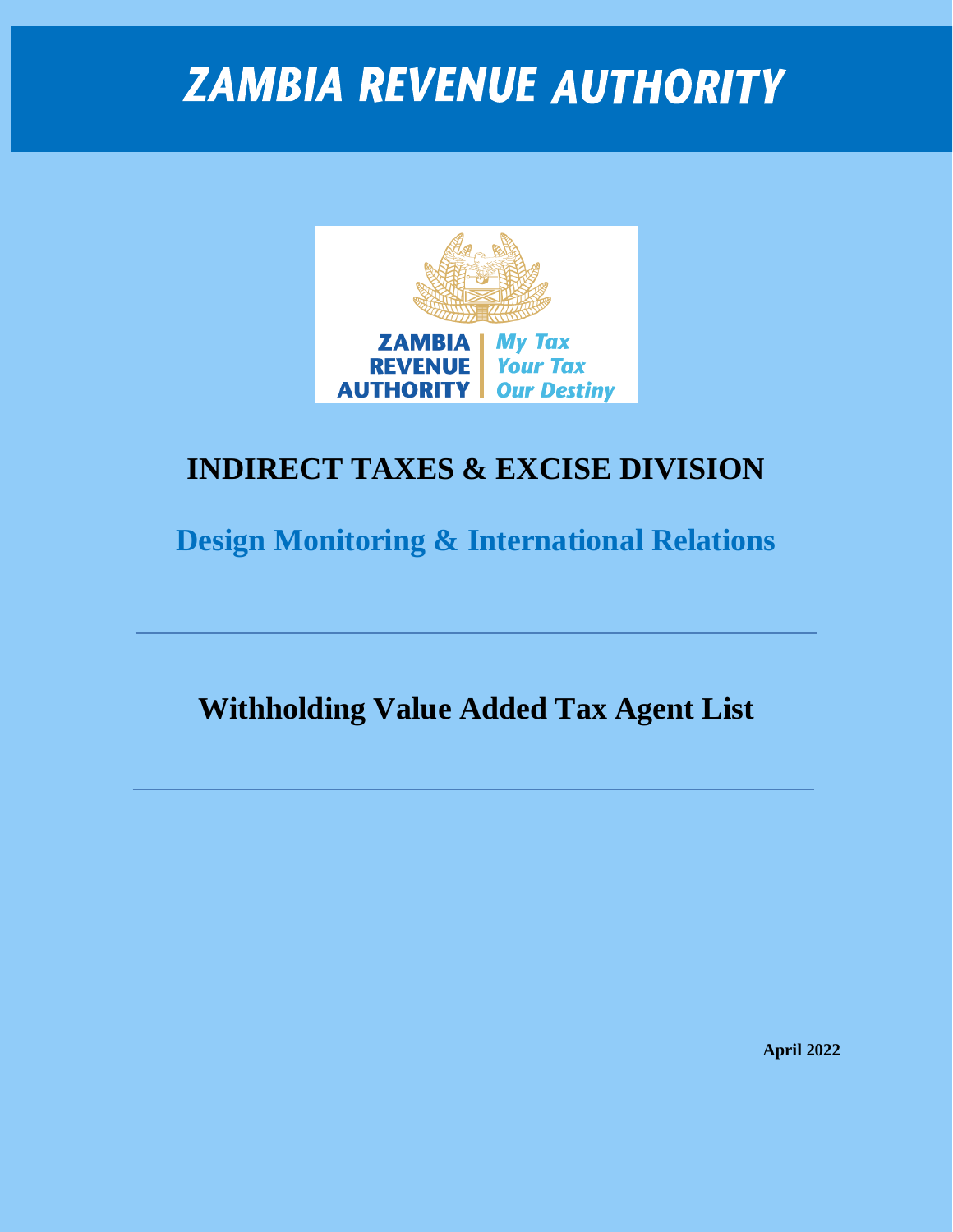# ZAMBIA REVENUE AUTHORITY

ZAMBIA REVENUE AUTHORITY | My Tax Your Tax Our Destiny

## INDIRECT TAXES & EXCISE DIVISION

## Design Monitoring & International Relations

---

# Withholding Value Added Tax Agent List

---

**April 2022**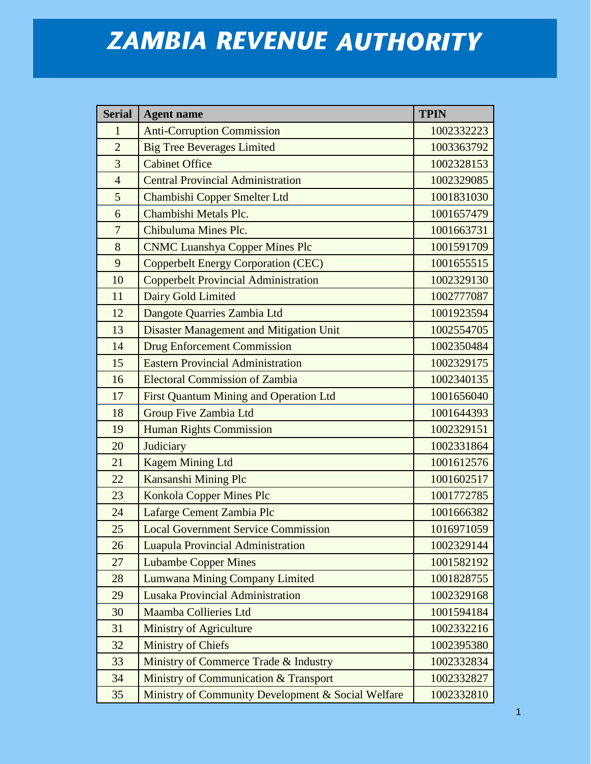# ZAMBIA REVENUE AUTHORITY

| Serial | Agent name | TPIN |
|---|---|---|
| 1 | Anti-Corruption Commission | 1002332223 |
| 2 | Big Tree Beverages Limited | 1003363792 |
| 3 | Cabinet Office | 1002328153 |
| 4 | Central Provincial Administration | 1002329085 |
| 5 | Chambishi Copper Smelter Ltd | 1001831030 |
| 6 | Chambishi Metals Plc. | 1001657479 |
| 7 | Chibuluma Mines Plc. | 1001663731 |
| 8 | CNMC Luanshya Copper Mines Plc | 1001591709 |
| 9 | Copperbelt Energy Corporation (CEC) | 1001655515 |
| 10 | Copperbelt Provincial Administration | 1002329130 |
| 11 | Dairy Gold Limited | 1002777087 |
| 12 | Dangote Quarries Zambia Ltd | 1001923594 |
| 13 | Disaster Management and Mitigation Unit | 1002554705 |
| 14 | Drug Enforcement Commission | 1002350484 |
| 15 | Eastern Provincial Administration | 1002329175 |
| 16 | Electoral Commission of Zambia | 1002340135 |
| 17 | First Quantum Mining and Operation Ltd | 1001656040 |
| 18 | Group Five Zambia Ltd | 1001644393 |
| 19 | Human Rights Commission | 1002329151 |
| 20 | Judiciary | 1002331864 |
| 21 | Kagem Mining Ltd | 1001612576 |
| 22 | Kansanshi Mining Plc | 1001602517 |
| 23 | Konkola Copper Mines Plc | 1001772785 |
| 24 | Lafarge Cement Zambia Plc | 1001666382 |
| 25 | Local Government Service Commission | 1016971059 |
| 26 | Luapula Provincial Administration | 1002329144 |
| 27 | Lubambe Copper Mines | 1001582192 |
| 28 | Lumwana Mining Company Limited | 1001828755 |
| 29 | Lusaka Provincial Administration | 1002329168 |
| 30 | Maamba Collieries Ltd | 1001594184 |
| 31 | Ministry of Agriculture | 1002332216 |
| 32 | Ministry of Chiefs | 1002395380 |
| 33 | Ministry of Commerce Trade & Industry | 1002332834 |
| 34 | Ministry of Communication & Transport | 1002332827 |
| 35 | Ministry of Community Development & Social Welfare | 1002332810 |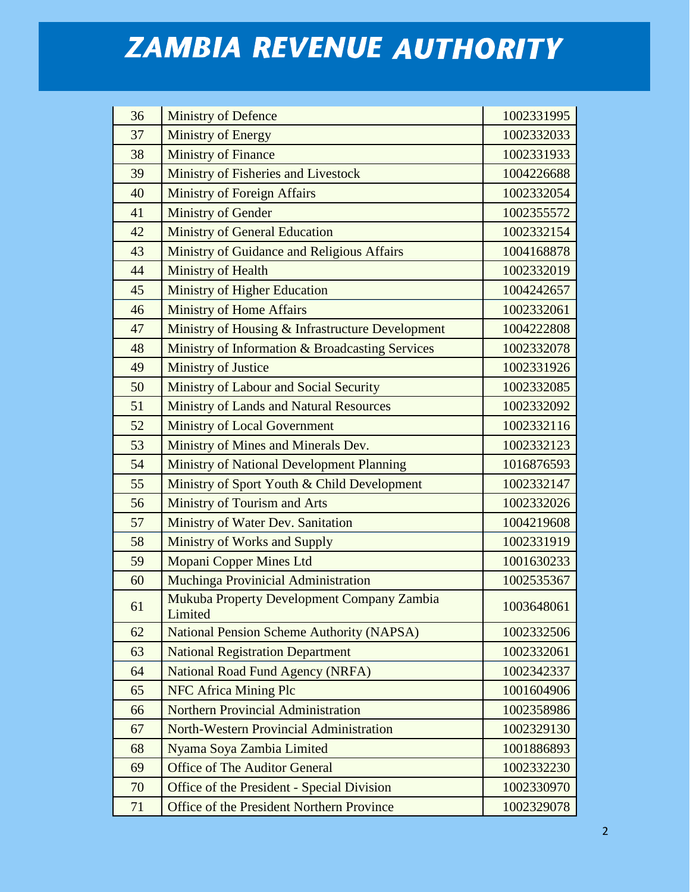# ZAMBIA REVENUE AUTHORITY

| | | |
|---|---|---|
| 36 | Ministry of Defence | 1002331995 |
| 37 | Ministry of Energy | 1002332033 |
| 38 | Ministry of Finance | 1002331933 |
| 39 | Ministry of Fisheries and Livestock | 1004226688 |
| 40 | Ministry of Foreign Affairs | 1002332054 |
| 41 | Ministry of Gender | 1002355572 |
| 42 | Ministry of General Education | 1002332154 |
| 43 | Ministry of Guidance and Religious Affairs | 1004168878 |
| 44 | Ministry of Health | 1002332019 |
| 45 | Ministry of Higher Education | 1004242657 |
| 46 | Ministry of Home Affairs | 1002332061 |
| 47 | Ministry of Housing & Infrastructure Development | 1004222808 |
| 48 | Ministry of Information & Broadcasting Services | 1002332078 |
| 49 | Ministry of Justice | 1002331926 |
| 50 | Ministry of Labour and Social Security | 1002332085 |
| 51 | Ministry of Lands and Natural Resources | 1002332092 |
| 52 | Ministry of Local Government | 1002332116 |
| 53 | Ministry of Mines and Minerals Dev. | 1002332123 |
| 54 | Ministry of National Development Planning | 1016876593 |
| 55 | Ministry of Sport Youth & Child Development | 1002332147 |
| 56 | Ministry of Tourism and Arts | 1002332026 |
| 57 | Ministry of Water Dev. Sanitation | 1004219608 |
| 58 | Ministry of Works and Supply | 1002331919 |
| 59 | Mopani Copper Mines Ltd | 1001630233 |
| 60 | Muchinga Provinicial Administration | 1002535367 |
| 61 | Mukuba Property Development Company Zambia Limited | 1003648061 |
| 62 | National Pension Scheme Authority (NAPSA) | 1002332506 |
| 63 | National Registration Department | 1002332061 |
| 64 | National Road Fund Agency (NRFA) | 1002342337 |
| 65 | NFC Africa Mining Plc | 1001604906 |
| 66 | Northern Provincial Administration | 1002358986 |
| 67 | North-Western Provincial Administration | 1002329130 |
| 68 | Nyama Soya Zambia Limited | 1001886893 |
| 69 | Office of The Auditor General | 1002332230 |
| 70 | Office of the President - Special Division | 1002330970 |
| 71 | Office of the President Northern Province | 1002329078 |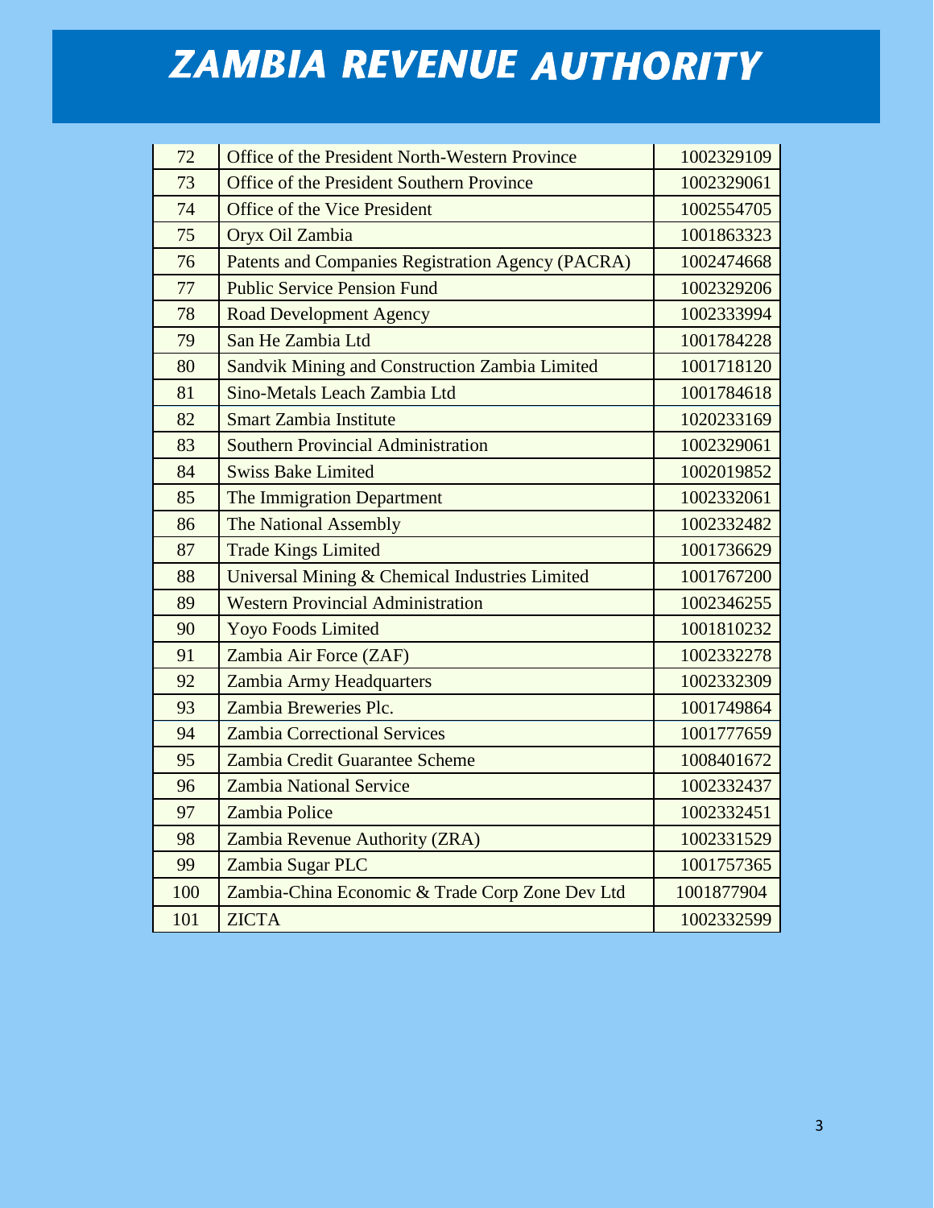# ZAMBIA REVENUE AUTHORITY

| | | |
|---|---|---|
| 72 | Office of the President North-Western Province | 1002329109 |
| 73 | Office of the President Southern Province | 1002329061 |
| 74 | Office of the Vice President | 1002554705 |
| 75 | Oryx Oil Zambia | 1001863323 |
| 76 | Patents and Companies Registration Agency (PACRA) | 1002474668 |
| 77 | Public Service Pension Fund | 1002329206 |
| 78 | Road Development Agency | 1002333994 |
| 79 | San He Zambia Ltd | 1001784228 |
| 80 | Sandvik Mining and Construction Zambia Limited | 1001718120 |
| 81 | Sino-Metals Leach Zambia Ltd | 1001784618 |
| 82 | Smart Zambia Institute | 1020233169 |
| 83 | Southern Provincial Administration | 1002329061 |
| 84 | Swiss Bake Limited | 1002019852 |
| 85 | The Immigration Department | 1002332061 |
| 86 | The National Assembly | 1002332482 |
| 87 | Trade Kings Limited | 1001736629 |
| 88 | Universal Mining & Chemical Industries Limited | 1001767200 |
| 89 | Western Provincial Administration | 1002346255 |
| 90 | Yoyo Foods Limited | 1001810232 |
| 91 | Zambia Air Force (ZAF) | 1002332278 |
| 92 | Zambia Army Headquarters | 1002332309 |
| 93 | Zambia Breweries Plc. | 1001749864 |
| 94 | Zambia Correctional Services | 1001777659 |
| 95 | Zambia Credit Guarantee Scheme | 1008401672 |
| 96 | Zambia National Service | 1002332437 |
| 97 | Zambia Police | 1002332451 |
| 98 | Zambia Revenue Authority (ZRA) | 1002331529 |
| 99 | Zambia Sugar PLC | 1001757365 |
| 100 | Zambia-China Economic & Trade Corp Zone Dev Ltd | 1001877904 |
| 101 | ZICTA | 1002332599 |